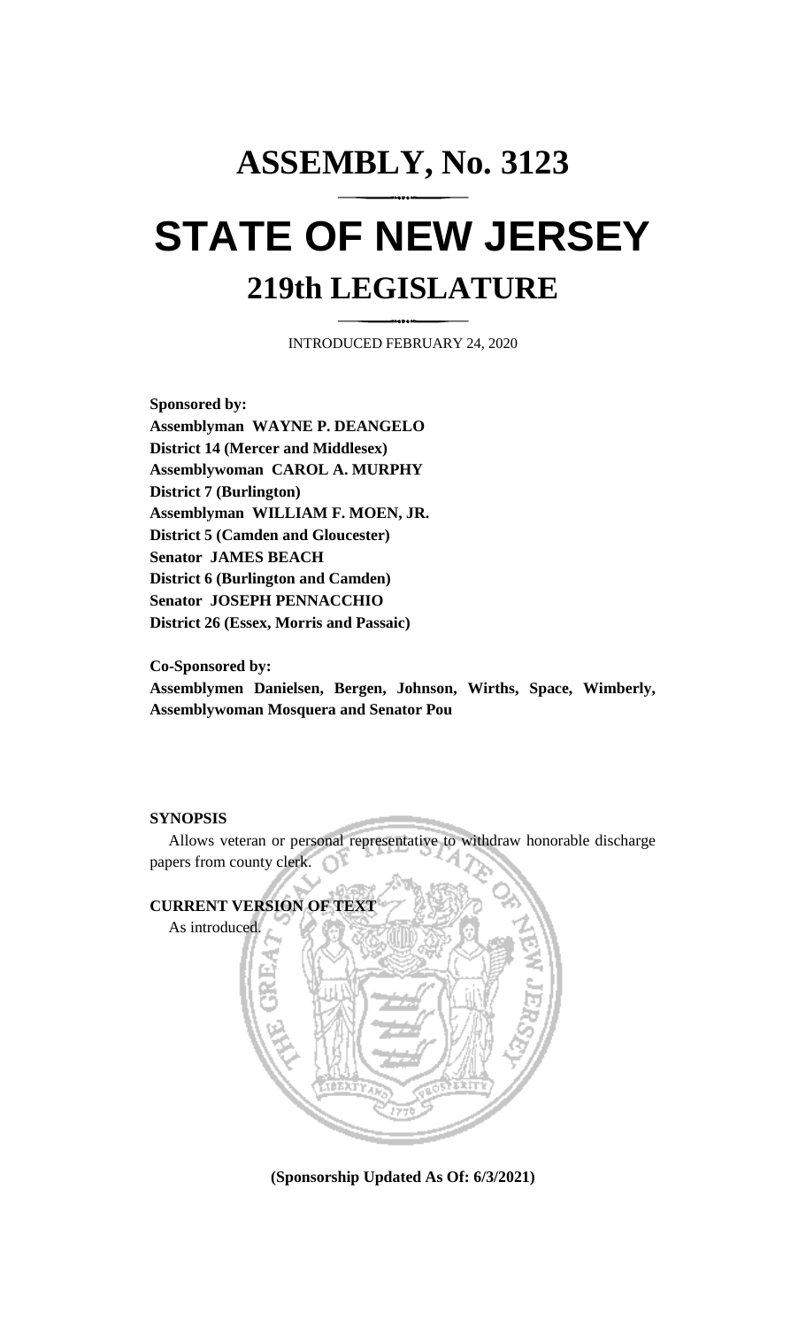# ASSEMBLY, No. 3123

# STATE OF NEW JERSEY

## 219th LEGISLATURE

INTRODUCED FEBRUARY 24, 2020

**Sponsored by:**
**Assemblyman WAYNE P. DEANGELO**
**District 14 (Mercer and Middlesex)**
**Assemblywoman CAROL A. MURPHY**
**District 7 (Burlington)**
**Assemblyman WILLIAM F. MOEN, JR.**
**District 5 (Camden and Gloucester)**
**Senator JAMES BEACH**
**District 6 (Burlington and Camden)**
**Senator JOSEPH PENNACCHIO**
**District 26 (Essex, Morris and Passaic)**

**Co-Sponsored by:**
**Assemblymen Danielsen, Bergen, Johnson, Wirths, Space, Wimberly, Assemblywoman Mosquera and Senator Pou**

**SYNOPSIS**

Allows veteran or personal representative to withdraw honorable discharge papers from county clerk.

**CURRENT VERSION OF TEXT**

As introduced.

**(Sponsorship Updated As Of: 6/3/2021)**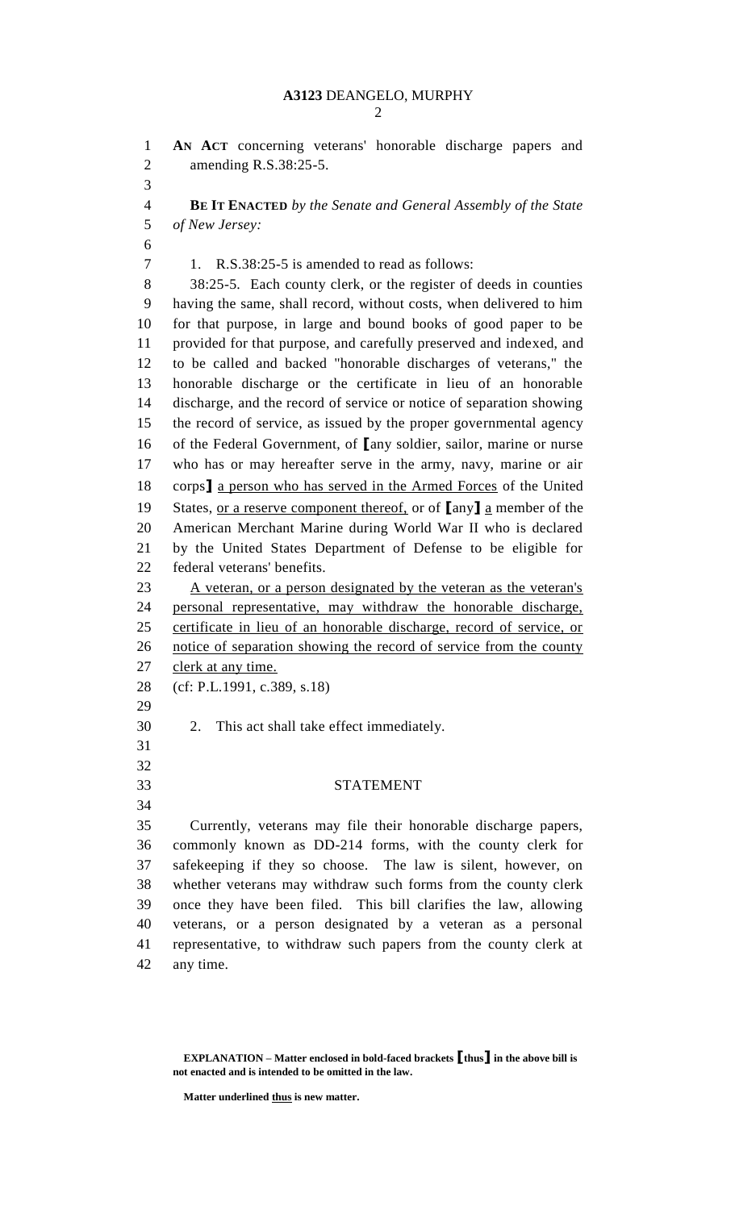**AN ACT** concerning veterans' honorable discharge papers and amending R.S.38:25-5.

**BE IT ENACTED** *by the Senate and General Assembly of the State of New Jersey:*

1. R.S.38:25-5 is amended to read as follows:

38:25-5. Each county clerk, or the register of deeds in counties having the same, shall record, without costs, when delivered to him for that purpose, in large and bound books of good paper to be provided for that purpose, and carefully preserved and indexed, and to be called and backed "honorable discharges of veterans," the honorable discharge or the certificate in lieu of an honorable discharge, and the record of service or notice of separation showing the record of service, as issued by the proper governmental agency of the Federal Government, of **[**any soldier, sailor, marine or nurse who has or may hereafter serve in the army, navy, marine or air corps**]** <u>a person who has served in the Armed Forces</u> of the United States, <u>or a reserve component thereof,</u> or of **[**any**]** <u>a</u> member of the American Merchant Marine during World War II who is declared by the United States Department of Defense to be eligible for federal veterans' benefits.

<u>A veteran, or a person designated by the veteran as the veteran's personal representative, may withdraw the honorable discharge, certificate in lieu of an honorable discharge, record of service, or notice of separation showing the record of service from the county clerk at any time.</u>

(cf: P.L.1991, c.389, s.18)

2. This act shall take effect immediately.

STATEMENT

Currently, veterans may file their honorable discharge papers, commonly known as DD-214 forms, with the county clerk for safekeeping if they so choose. The law is silent, however, on whether veterans may withdraw such forms from the county clerk once they have been filed. This bill clarifies the law, allowing veterans, or a person designated by a veteran as a personal representative, to withdraw such papers from the county clerk at any time.

**EXPLANATION – Matter enclosed in bold-faced brackets [thus] in the above bill is not enacted and is intended to be omitted in the law.**

**Matter underlined <u>thus</u> is new matter.**